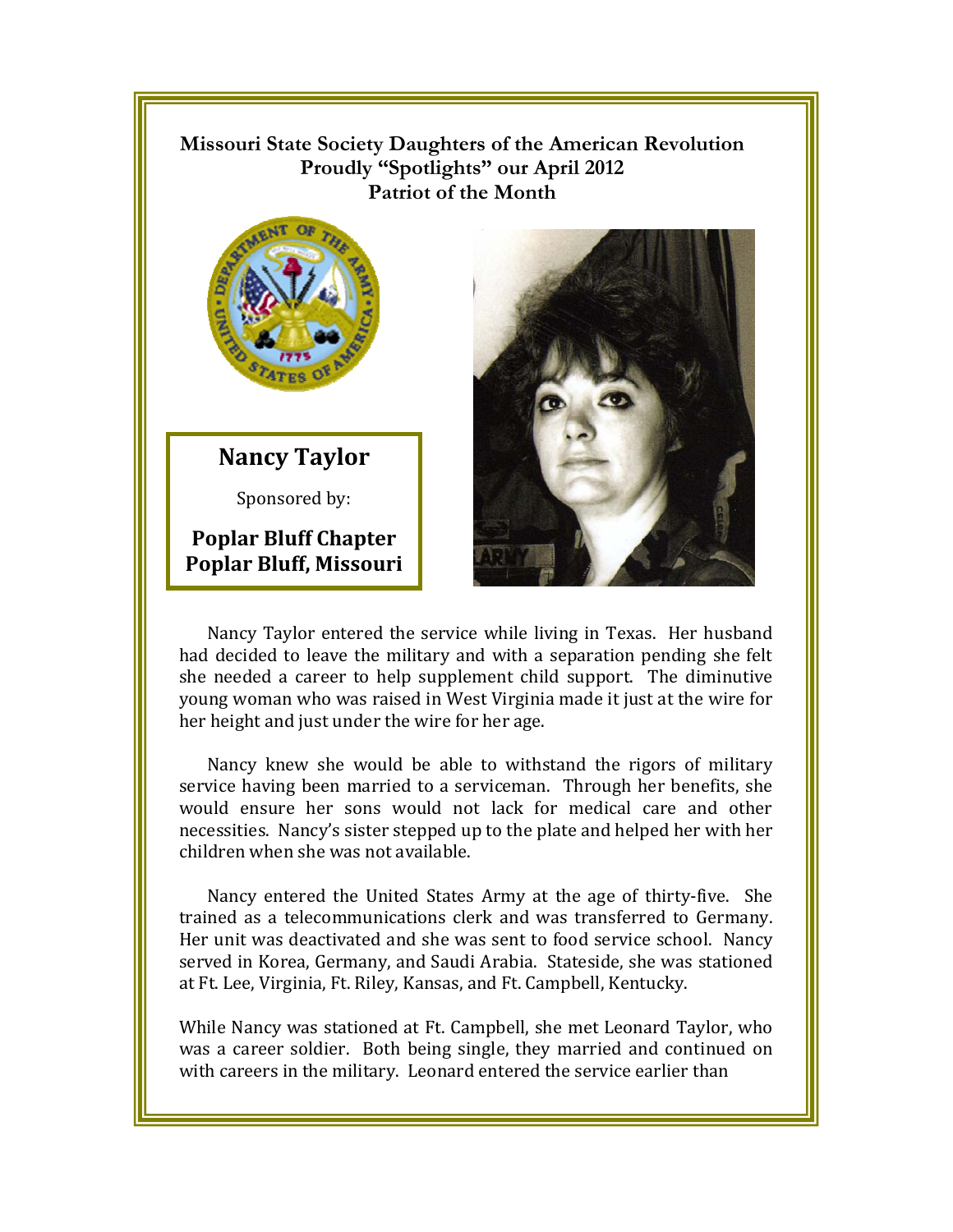**Missouri State Society Daughters of the American Revolution**
**Proudly "Spotlights" our April 2012**
**Patriot of the Month**

## Nancy Taylor

Sponsored by:

**Poplar Bluff Chapter**
**Poplar Bluff, Missouri**

Nancy Taylor entered the service while living in Texas. Her husband had decided to leave the military and with a separation pending she felt she needed a career to help supplement child support. The diminutive young woman who was raised in West Virginia made it just at the wire for her height and just under the wire for her age.

Nancy knew she would be able to withstand the rigors of military service having been married to a serviceman. Through her benefits, she would ensure her sons would not lack for medical care and other necessities. Nancy's sister stepped up to the plate and helped her with her children when she was not available.

Nancy entered the United States Army at the age of thirty-five. She trained as a telecommunications clerk and was transferred to Germany. Her unit was deactivated and she was sent to food service school. Nancy served in Korea, Germany, and Saudi Arabia. Stateside, she was stationed at Ft. Lee, Virginia, Ft. Riley, Kansas, and Ft. Campbell, Kentucky.

While Nancy was stationed at Ft. Campbell, she met Leonard Taylor, who was a career soldier. Both being single, they married and continued on with careers in the military. Leonard entered the service earlier than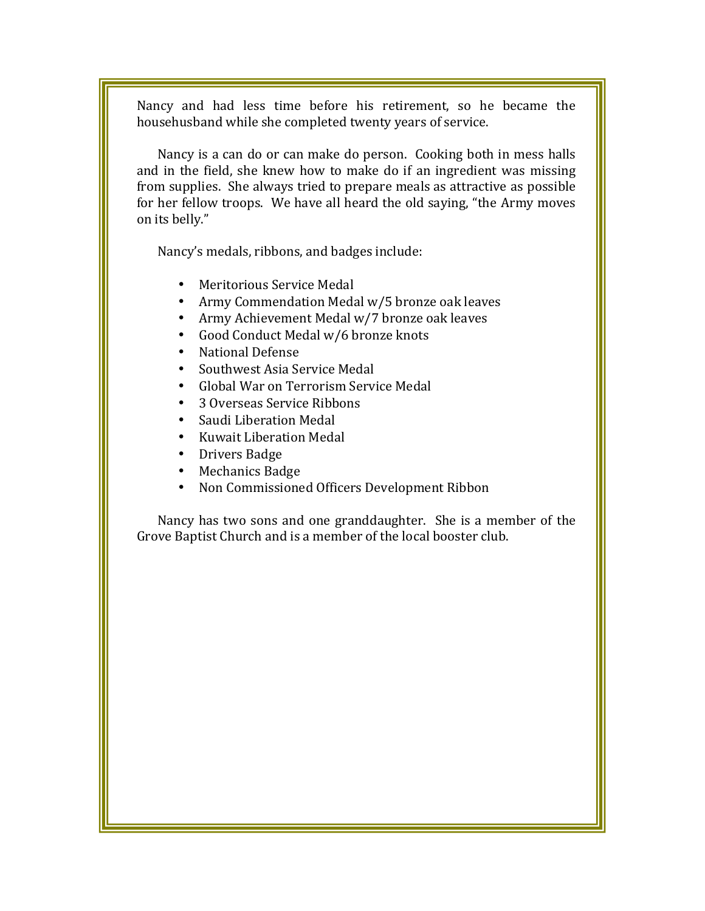Nancy and had less time before his retirement, so he became the househusband while she completed twenty years of service.

Nancy is a can do or can make do person. Cooking both in mess halls and in the field, she knew how to make do if an ingredient was missing from supplies. She always tried to prepare meals as attractive as possible for her fellow troops. We have all heard the old saying, "the Army moves on its belly."

Nancy's medals, ribbons, and badges include:

- Meritorious Service Medal
- Army Commendation Medal w/5 bronze oak leaves
- Army Achievement Medal w/7 bronze oak leaves
- Good Conduct Medal w/6 bronze knots
- National Defense
- Southwest Asia Service Medal
- Global War on Terrorism Service Medal
- 3 Overseas Service Ribbons
- Saudi Liberation Medal
- Kuwait Liberation Medal
- Drivers Badge
- Mechanics Badge
- Non Commissioned Officers Development Ribbon

Nancy has two sons and one granddaughter. She is a member of the Grove Baptist Church and is a member of the local booster club.